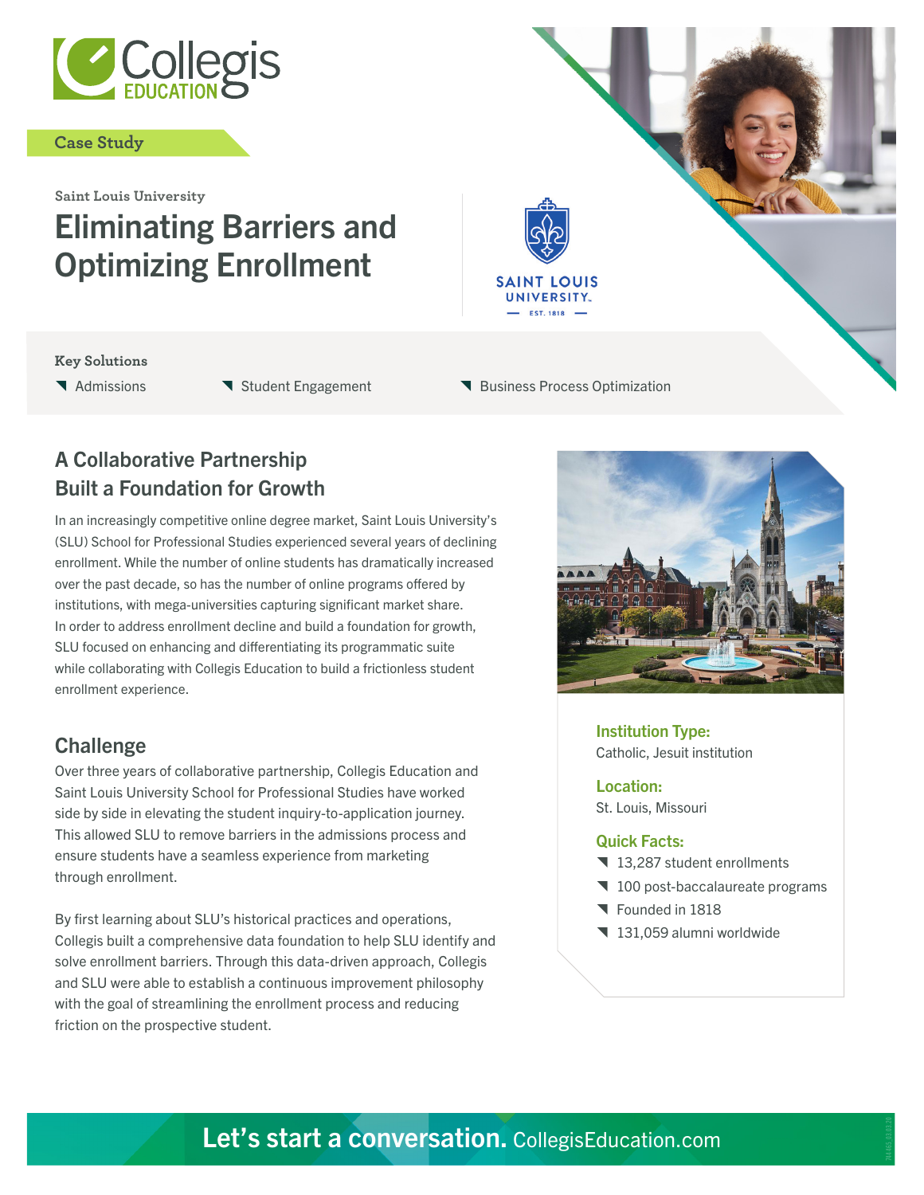Case Study

Saint Louis University

# Eliminating Barriers and Optimizing Enrollment

**Key Solutions**

- Admissions
- Student Engagement
- Business Process Optimization

## A Collaborative Partnership Built a Foundation for Growth

In an increasingly competitive online degree market, Saint Louis University's (SLU) School for Professional Studies experienced several years of declining enrollment. While the number of online students has dramatically increased over the past decade, so has the number of online programs offered by institutions, with mega-universities capturing significant market share. In order to address enrollment decline and build a foundation for growth, SLU focused on enhancing and differentiating its programmatic suite while collaborating with Collegis Education to build a frictionless student enrollment experience.

## Challenge

Over three years of collaborative partnership, Collegis Education and Saint Louis University School for Professional Studies have worked side by side in elevating the student inquiry-to-application journey. This allowed SLU to remove barriers in the admissions process and ensure students have a seamless experience from marketing through enrollment.

By first learning about SLU's historical practices and operations, Collegis built a comprehensive data foundation to help SLU identify and solve enrollment barriers. Through this data-driven approach, Collegis and SLU were able to establish a continuous improvement philosophy with the goal of streamlining the enrollment process and reducing friction on the prospective student.

**Institution Type:**
Catholic, Jesuit institution

**Location:**
St. Louis, Missouri

**Quick Facts:**

- 13,287 student enrollments
- 100 post-baccalaureate programs
- Founded in 1818
- 131,059 alumni worldwide

**Let's start a conversation.** CollegisEducation.com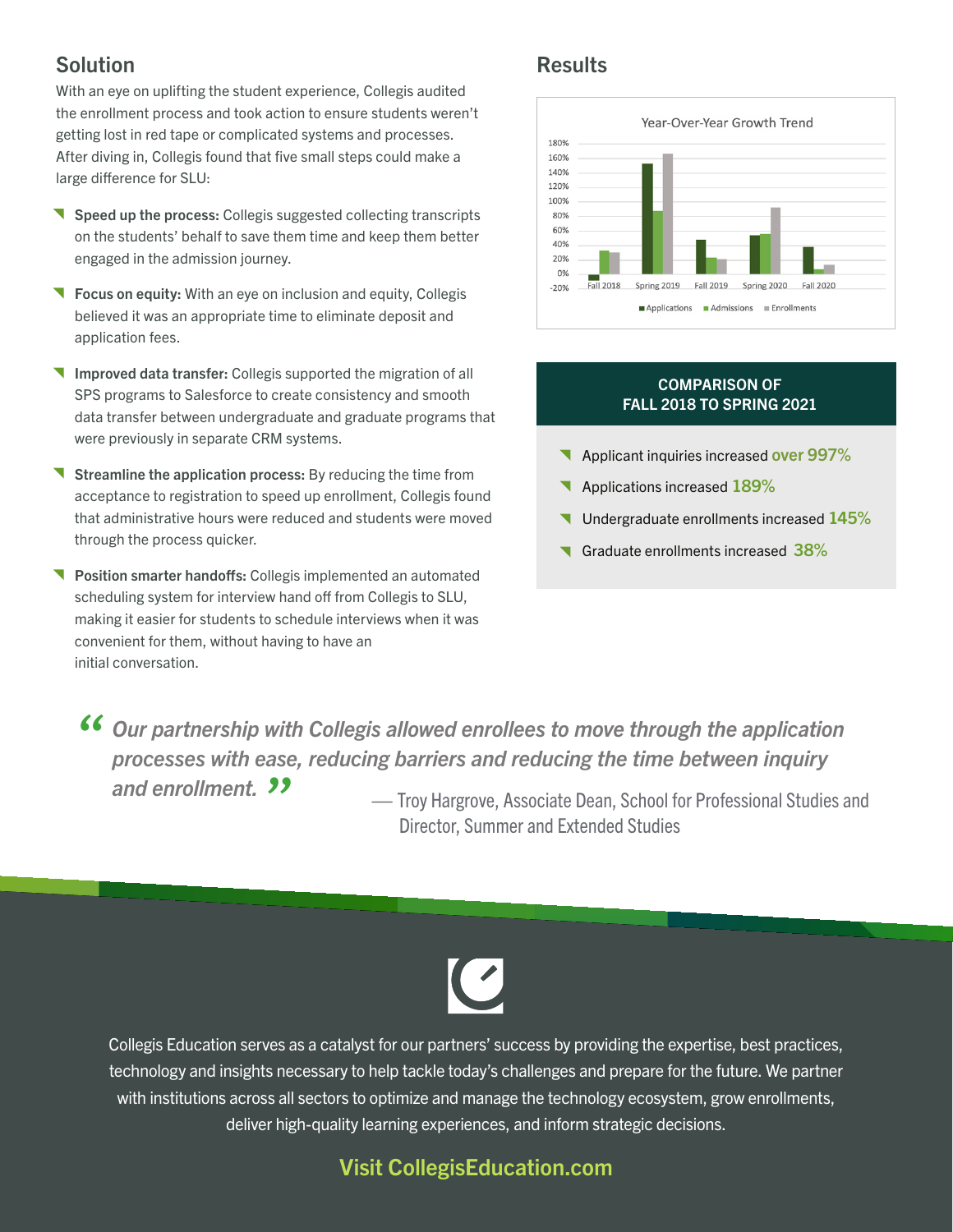## Solution

With an eye on uplifting the student experience, Collegis audited the enrollment process and took action to ensure students weren't getting lost in red tape or complicated systems and processes. After diving in, Collegis found that five small steps could make a large difference for SLU:

- **Speed up the process:** Collegis suggested collecting transcripts on the students' behalf to save them time and keep them better engaged in the admission journey.
- **Focus on equity:** With an eye on inclusion and equity, Collegis believed it was an appropriate time to eliminate deposit and application fees.
- **Improved data transfer:** Collegis supported the migration of all SPS programs to Salesforce to create consistency and smooth data transfer between undergraduate and graduate programs that were previously in separate CRM systems.
- **Streamline the application process:** By reducing the time from acceptance to registration to speed up enrollment, Collegis found that administrative hours were reduced and students were moved through the process quicker.
- **Position smarter handoffs:** Collegis implemented an automated scheduling system for interview hand off from Collegis to SLU, making it easier for students to schedule interviews when it was convenient for them, without having to have an initial conversation.

## Results

Year-Over-Year Growth Trend

180%
160%
140%
120%
100%
80%
60%
40%
20%
0%
-20%

Fall 2018 | Spring 2019 | Fall 2019 | Spring 2020 | Fall 2020

Applications | Admissions | Enrollments

### COMPARISON OF FALL 2018 TO SPRING 2021

- Applicant inquiries increased **over 997%**
- Applications increased **189%**
- Undergraduate enrollments increased **145%**
- Graduate enrollments increased **38%**

> *"Our partnership with Collegis allowed enrollees to move through the application processes with ease, reducing barriers and reducing the time between inquiry and enrollment."*
>
> — Troy Hargrove, Associate Dean, School for Professional Studies and Director, Summer and Extended Studies

Collegis Education serves as a catalyst for our partners' success by providing the expertise, best practices, technology and insights necessary to help tackle today's challenges and prepare for the future. We partner with institutions across all sectors to optimize and manage the technology ecosystem, grow enrollments, deliver high-quality learning experiences, and inform strategic decisions.

**Visit CollegisEducation.com**